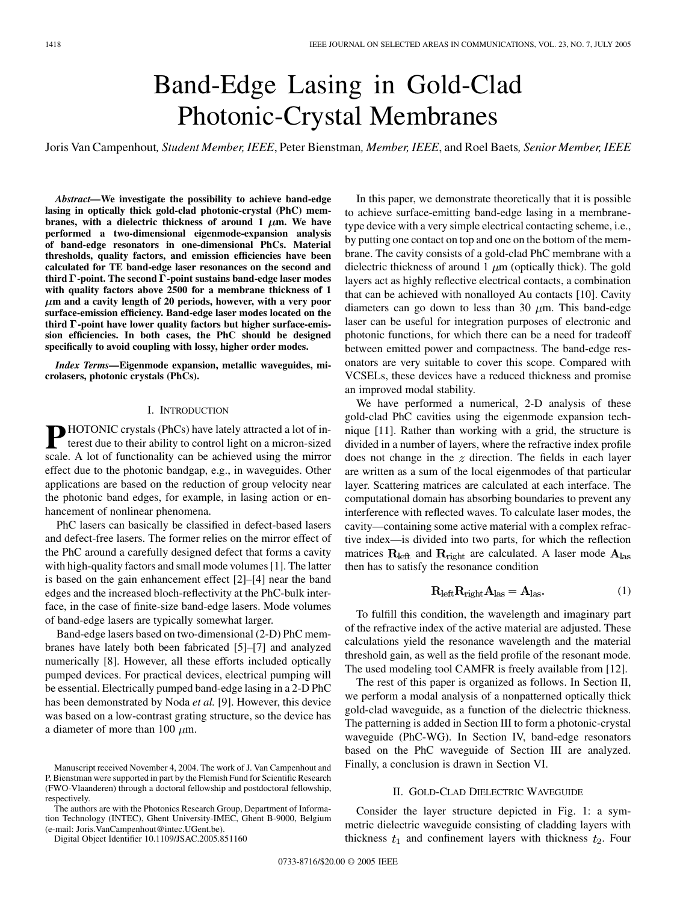# Band-Edge Lasing in Gold-Clad Photonic-Crystal Membranes

Joris Van Campenhout, *Student Member, IEEE*, Peter Bienstman, *Member, IEEE*, and Roel Baets, *Senior Member, IEEE*

***Abstract*—We investigate the possibility to achieve band-edge lasing in optically thick gold-clad photonic-crystal (PhC) membranes, with a dielectric thickness of around 1 $\mu$m. We have performed a two-dimensional eigenmode-expansion analysis of band-edge resonators in one-dimensional PhCs. Material thresholds, quality factors, and emission efficiencies have been calculated for TE band-edge laser resonances on the second and third $\Gamma$-point. The second $\Gamma$-point sustains band-edge laser modes with quality factors above 2500 for a membrane thickness of 1 $\mu$m and a cavity length of 20 periods, however, with a very poor surface-emission efficiency. Band-edge laser modes located on the third $\Gamma$-point have lower quality factors but higher surface-emission efficiencies. In both cases, the PhC should be designed specifically to avoid coupling with lossy, higher order modes.**

***Index Terms*—Eigenmode expansion, metallic waveguides, microlasers, photonic crystals (PhCs).**

## I. Introduction

Photonic crystals (PhCs) have lately attracted a lot of interest due to their ability to control light on a micron-sized scale. A lot of functionality can be achieved using the mirror effect due to the photonic bandgap, e.g., in waveguides. Other applications are based on the reduction of group velocity near the photonic band edges, for example, in lasing action or enhancement of nonlinear phenomena.

PhC lasers can basically be classified in defect-based lasers and defect-free lasers. The former relies on the mirror effect of the PhC around a carefully designed defect that forms a cavity with high-quality factors and small mode volumes [1]. The latter is based on the gain enhancement effect [2]–[4] near the band edges and the increased bloch-reflectivity at the PhC-bulk interface, in the case of finite-size band-edge lasers. Mode volumes of band-edge lasers are typically somewhat larger.

Band-edge lasers based on two-dimensional (2-D) PhC membranes have lately both been fabricated [5]–[7] and analyzed numerically [8]. However, all these efforts included optically pumped devices. For practical devices, electrical pumping will be essential. Electrically pumped band-edge lasing in a 2-D PhC has been demonstrated by Noda *et al.* [9]. However, this device was based on a low-contrast grating structure, so the device has a diameter of more than 100 $\mu$m.

Manuscript received November 4, 2004. The work of J. Van Campenhout and P. Bienstman were supported in part by the Flemish Fund for Scientific Research (FWO-Vlaanderen) through a doctoral fellowship and postdoctoral fellowship, respectively.

The authors are with the Photonics Research Group, Department of Information Technology (INTEC), Ghent University-IMEC, Ghent B-9000, Belgium (e-mail: Joris.VanCampenhout@intec.UGent.be).

Digital Object Identifier 10.1109/JSAC.2005.851160

In this paper, we demonstrate theoretically that it is possible to achieve surface-emitting band-edge lasing in a membrane-type device with a very simple electrical contacting scheme, i.e., by putting one contact on top and one on the bottom of the membrane. The cavity consists of a gold-clad PhC membrane with a dielectric thickness of around 1 $\mu$m (optically thick). The gold layers act as highly reflective electrical contacts, a combination that can be achieved with nonalloyed Au contacts [10]. Cavity diameters can go down to less than 30 $\mu$m. This band-edge laser can be useful for integration purposes of electronic and photonic functions, for which there can be a need for tradeoff between emitted power and compactness. The band-edge resonators are very suitable to cover this scope. Compared with VCSELs, these devices have a reduced thickness and promise an improved modal stability.

We have performed a numerical, 2-D analysis of these gold-clad PhC cavities using the eigenmode expansion technique [11]. Rather than working with a grid, the structure is divided in a number of layers, where the refractive index profile does not change in the $z$ direction. The fields in each layer are written as a sum of the local eigenmodes of that particular layer. Scattering matrices are calculated at each interface. The computational domain has absorbing boundaries to prevent any interference with reflected waves. To calculate laser modes, the cavity—containing some active material with a complex refractive index—is divided into two parts, for which the reflection matrices $\mathbf{R}_{\text{left}}$ and $\mathbf{R}_{\text{right}}$ are calculated. A laser mode $\mathbf{A}_{\text{las}}$ then has to satisfy the resonance condition

$$\mathbf{R}_{\text{left}}\mathbf{R}_{\text{right}}\mathbf{A}_{\text{las}} = \mathbf{A}_{\text{las}}. \tag{1}$$

To fulfill this condition, the wavelength and imaginary part of the refractive index of the active material are adjusted. These calculations yield the resonance wavelength and the material threshold gain, as well as the field profile of the resonant mode. The used modeling tool CAMFR is freely available from [12].

The rest of this paper is organized as follows. In Section II, we perform a modal analysis of a nonpatterned optically thick gold-clad waveguide, as a function of the dielectric thickness. The patterning is added in Section III to form a photonic-crystal waveguide (PhC-WG). In Section IV, band-edge resonators based on the PhC waveguide of Section III are analyzed. Finally, a conclusion is drawn in Section VI.

## II. Gold-Clad Dielectric Waveguide

Consider the layer structure depicted in Fig. 1: a symmetric dielectric waveguide consisting of cladding layers with thickness $t_1$ and confinement layers with thickness $t_2$. Four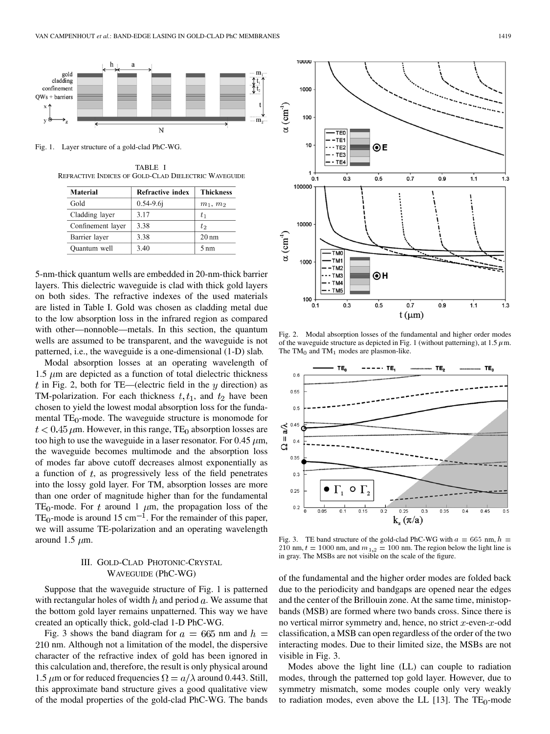Fig. 1. Layer structure of a gold-clad PhC-WG.

TABLE I
REFRACTIVE INDICES OF GOLD-CLAD DIELECTRIC WAVEGUIDE

| Material | Refractive index | Thickness |
|---|---|---|
| Gold | 0.54-9.6j | $m_1$, $m_2$ |
| Cladding layer | 3.17 | $t_1$ |
| Confinement layer | 3.38 | $t_2$ |
| Barrier layer | 3.38 | 20 nm |
| Quantum well | 3.40 | 5 nm |

5-nm-thick quantum wells are embedded in 20-nm-thick barrier layers. This dielectric waveguide is clad with thick gold layers on both sides. The refractive indexes of the used materials are listed in Table I. Gold was chosen as cladding metal due to the low absorption loss in the infrared region as compared with other—nonnoble—metals. In this section, the quantum wells are assumed to be transparent, and the waveguide is not patterned, i.e., the waveguide is a one-dimensional (1-D) slab.

Modal absorption losses at an operating wavelength of 1.5 $\mu$m are depicted as a function of total dielectric thickness $t$ in Fig. 2, both for TE—(electric field in the $y$ direction) as TM-polarization. For each thickness $t, t_1$, and $t_2$ have been chosen to yield the lowest modal absorption loss for the fundamental $TE_0$-mode. The waveguide structure is monomode for $t < 0.45\ \mu$m. However, in this range, $TE_0$ absorption losses are too high to use the waveguide in a laser resonator. For 0.45 $\mu$m, the waveguide becomes multimode and the absorption loss of modes far above cutoff decreases almost exponentially as a function of $t$, as progressively less of the field penetrates into the lossy gold layer. For TM, absorption losses are more than one order of magnitude higher than for the fundamental $TE_0$-mode. For $t$ around 1 $\mu$m, the propagation loss of the $TE_0$-mode is around 15 cm$^{-1}$. For the remainder of this paper, we will assume TE-polarization and an operating wavelength around 1.5 $\mu$m.

## III. Gold-Clad Photonic-Crystal Waveguide (PhC-WG)

Suppose that the waveguide structure of Fig. 1 is patterned with rectangular holes of width $h$ and period $a$. We assume that the bottom gold layer remains unpatterned. This way we have created an optically thick, gold-clad 1-D PhC-WG.

Fig. 3 shows the band diagram for $a = 665$ nm and $h = 210$ nm. Although not a limitation of the model, the dispersive character of the refractive index of gold has been ignored in this calculation and, therefore, the result is only physical around 1.5 $\mu$m or for reduced frequencies $\Omega = a/\lambda$ around 0.443. Still, this approximate band structure gives a good qualitative view of the modal properties of the gold-clad PhC-WG. The bands of the fundamental and the higher order modes are folded back due to the periodicity and bandgaps are opened near the edges and the center of the Brillouin zone. At the same time, ministopbands (MSB) are formed where two bands cross. Since there is no vertical mirror symmetry and, hence, no strict $x$-even-$x$-odd classification, a MSB can open regardless of the order of the two interacting modes. Due to their limited size, the MSBs are not visible in Fig. 3.

Modes above the light line (LL) can couple to radiation modes, through the patterned top gold layer. However, due to symmetry mismatch, some modes couple only very weakly to radiation modes, even above the LL [13]. The $TE_0$-mode

Fig. 2. Modal absorption losses of the fundamental and higher order modes of the waveguide structure as depicted in Fig. 1 (without patterning), at 1.5 $\mu$m. The $TM_0$ and $TM_1$ modes are plasmon-like.

Fig. 3. TE band structure of the gold-clad PhC-WG with $a = 665$ nm, $h = 210$ nm, $t = 1000$ nm, and $m_{1,2} = 100$ nm. The region below the light line is in gray. The MSBs are not visible on the scale of the figure.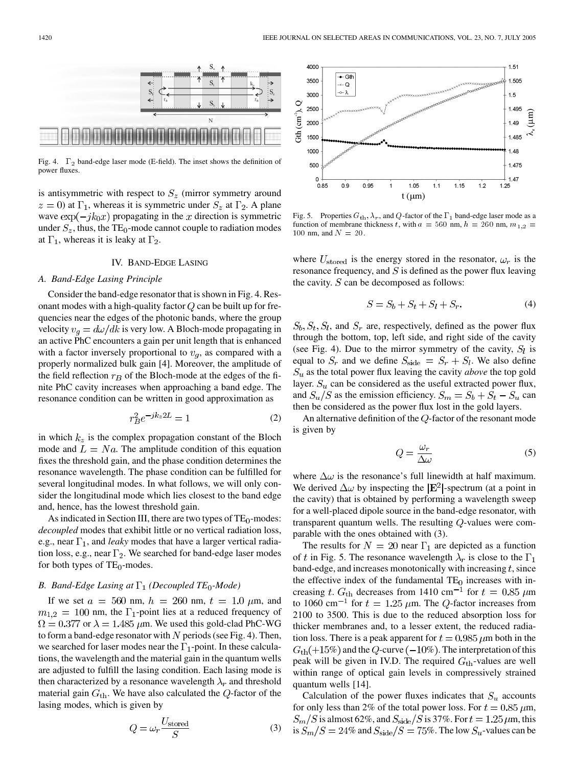Fig. 4. $\Gamma_2$ band-edge laser mode (E-field). The inset shows the definition of power fluxes.

is antisymmetric with respect to $S_z$ (mirror symmetry around $z = 0$) at $\Gamma_1$, whereas it is symmetric under $S_z$ at $\Gamma_2$. A plane wave $\exp(-jk_0x)$ propagating in the $x$ direction is symmetric under $S_z$, thus, the $TE_0$-mode cannot couple to radiation modes at $\Gamma_1$, whereas it is leaky at $\Gamma_2$.

## IV. Band-Edge Lasing

### A. Band-Edge Lasing Principle

Consider the band-edge resonator that is shown in Fig. 4. Resonant modes with a high-quality factor $Q$ can be built up for frequencies near the edges of the photonic bands, where the group velocity $v_g = d\omega/dk$ is very low. A Bloch-mode propagating in an active PhC encounters a gain per unit length that is enhanced with a factor inversely proportional to $v_g$, as compared with a properly normalized bulk gain [4]. Moreover, the amplitude of the field reflection $r_B$ of the Bloch-mode at the edges of the finite PhC cavity increases when approaching a band edge. The resonance condition can be written in good approximation as

$$r_B^2 e^{-jk_z 2L} = 1 \tag{2}$$

in which $k_z$ is the complex propagation constant of the Bloch mode and $L = Na$. The amplitude condition of this equation fixes the threshold gain, and the phase condition determines the resonance wavelength. The phase condition can be fulfilled for several longitudinal modes. In what follows, we will only consider the longitudinal mode which lies closest to the band edge and, hence, has the lowest threshold gain.

As indicated in Section III, there are two types of $TE_0$-modes: *decoupled* modes that exhibit little or no vertical radiation loss, e.g., near $\Gamma_1$, and *leaky* modes that have a larger vertical radiation loss, e.g., near $\Gamma_2$. We searched for band-edge laser modes for both types of $TE_0$-modes.

### B. Band-Edge Lasing at $\Gamma_1$ (Decoupled $TE_0$-Mode)

If we set $a = 560$ nm, $h = 260$ nm, $t = 1.0$ $\mu$m, and $m_{1,2} = 100$ nm, the $\Gamma_1$-point lies at a reduced frequency of $\Omega = 0.377$ or $\lambda = 1.485$ $\mu$m. We used this gold-clad PhC-WG to form a band-edge resonator with $N$ periods (see Fig. 4). Then, we searched for laser modes near the $\Gamma_1$-point. In these calculations, the wavelength and the material gain in the quantum wells are adjusted to fulfill the lasing condition. Each lasing mode is then characterized by a resonance wavelength $\lambda_r$ and threshold material gain $G_{\text{th}}$. We have also calculated the $Q$-factor of the lasing modes, which is given by

$$Q = \omega_r \frac{U_{\text{stored}}}{S} \tag{3}$$

Fig. 5. Properties $G_{\text{th}}$, $\lambda_r$, and $Q$-factor of the $\Gamma_1$ band-edge laser mode as a function of membrane thickness $t$, with $a = 560$ nm, $h = 260$ nm, $m_{1,2} = 100$ nm, and $N = 20$.

where $U_{\text{stored}}$ is the energy stored in the resonator, $\omega_r$ is the resonance frequency, and $S$ is defined as the power flux leaving the cavity. $S$ can be decomposed as follows:

$$S = S_b + S_t + S_l + S_r. \tag{4}$$

$S_b, S_t, S_l$, and $S_r$ are, respectively, defined as the power flux through the bottom, top, left side, and right side of the cavity (see Fig. 4). Due to the mirror symmetry of the cavity, $S_l$ is equal to $S_r$ and we define $S_{\text{side}} = S_r + S_l$. We also define $S_u$ as the total power flux leaving the cavity *above* the top gold layer. $S_u$ can be considered as the useful extracted power flux, and $S_u/S$ as the emission efficiency. $S_m = S_b + S_t - S_u$ can then be considered as the power flux lost in the gold layers.

An alternative definition of the $Q$-factor of the resonant mode is given by

$$Q = \frac{\omega_r}{\Delta\omega} \tag{5}$$

where $\Delta\omega$ is the resonance's full linewidth at half maximum. We derived $\Delta\omega$ by inspecting the $|\mathbf{E}^2|$-spectrum (at a point in the cavity) that is obtained by performing a wavelength sweep for a well-placed dipole source in the band-edge resonator, with transparent quantum wells. The resulting $Q$-values were comparable with the ones obtained with (3).

The results for $N = 20$ near $\Gamma_1$ are depicted as a function of $t$ in Fig. 5. The resonance wavelength $\lambda_r$ is close to the $\Gamma_1$ band-edge, and increases monotonically with increasing $t$, since the effective index of the fundamental $TE_0$ increases with increasing $t$. $G_{\text{th}}$ decreases from 1410 cm$^{-1}$ for $t = 0.85$ $\mu$m to 1060 cm$^{-1}$ for $t = 1.25$ $\mu$m. The $Q$-factor increases from 2100 to 3500. This is due to the reduced absorption loss for thicker membranes and, to a lesser extent, the reduced radiation loss. There is a peak apparent for $t = 0.985$ $\mu$m both in the $G_{\text{th}}(+15\%)$ and the $Q$-curve $(-10\%)$. The interpretation of this peak will be given in IV.D. The required $G_{\text{th}}$-values are well within range of optical gain levels in compressively strained quantum wells [14].

Calculation of the power fluxes indicates that $S_u$ accounts for only less than 2% of the total power loss. For $t = 0.85$ $\mu$m, $S_m/S$ is almost 62%, and $S_{\text{side}}/S$ is 37%. For $t = 1.25$ $\mu$m, this is $S_m/S = 24\%$ and $S_{\text{side}}/S = 75\%$. The low $S_u$-values can be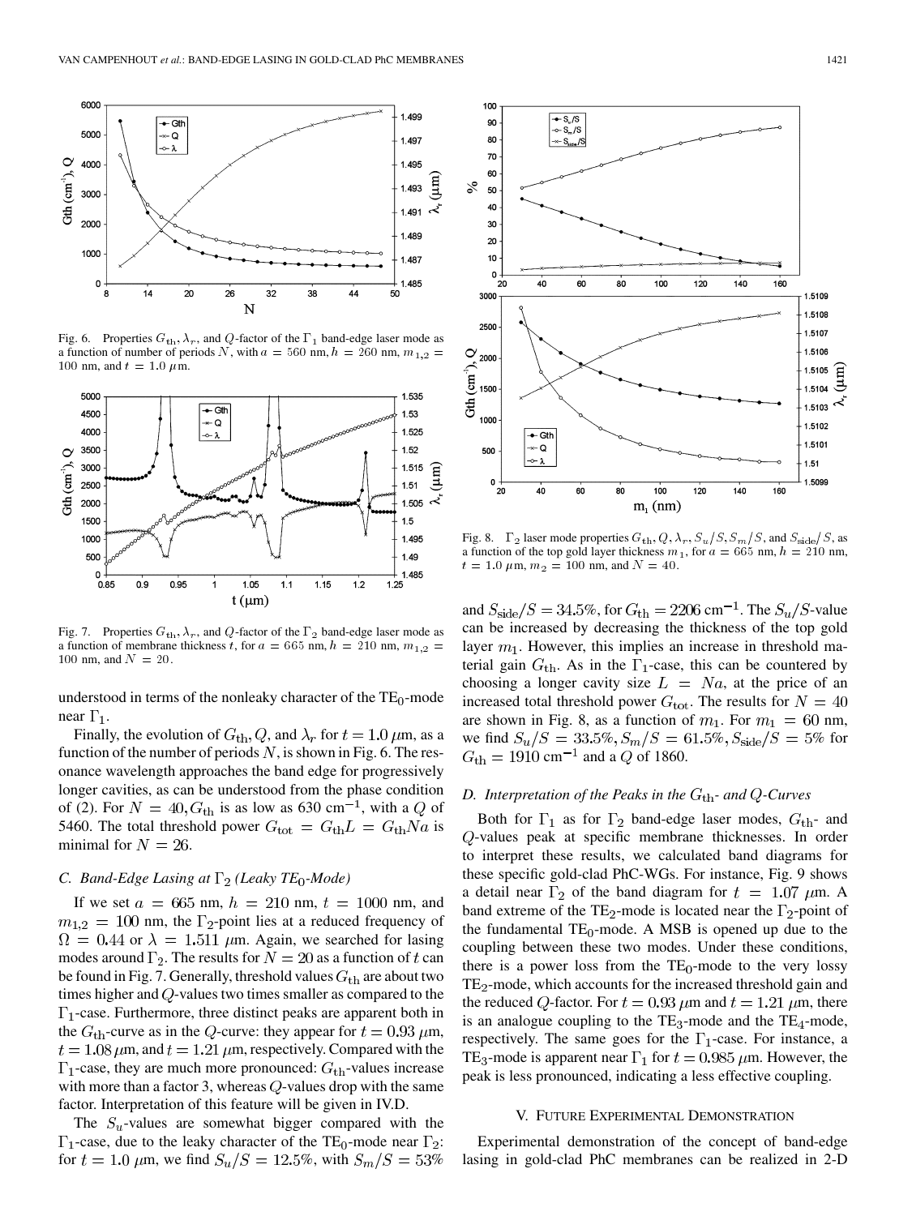Fig. 6. Properties $G_{\rm th}$, $\lambda_r$, and $Q$-factor of the $\Gamma_1$ band-edge laser mode as a function of number of periods $N$, with $a = 560$ nm, $h = 260$ nm, $m_{1,2} = 100$ nm, and $t = 1.0$ $\mu$m.

Fig. 7. Properties $G_{\rm th}$, $\lambda_r$, and $Q$-factor of the $\Gamma_2$ band-edge laser mode as a function of membrane thickness $t$, for $a = 665$ nm, $h = 210$ nm, $m_{1,2} = 100$ nm, and $N = 20$.

understood in terms of the nonleaky character of the $TE_0$-mode near $\Gamma_1$.

Finally, the evolution of $G_{\rm th}$, $Q$, and $\lambda_r$ for $t = 1.0$ $\mu$m, as a function of the number of periods $N$, is shown in Fig. 6. The resonance wavelength approaches the band edge for progressively longer cavities, as can be understood from the phase condition of (2). For $N = 40$, $G_{\rm th}$ is as low as 630 cm$^{-1}$, with a $Q$ of 5460. The total threshold power $G_{\rm tot} = G_{\rm th}L = G_{\rm th}Na$ is minimal for $N = 26$.

### C. Band-Edge Lasing at $\Gamma_2$ (Leaky $TE_0$-Mode)

If we set $a = 665$ nm, $h = 210$ nm, $t = 1000$ nm, and $m_{1,2} = 100$ nm, the $\Gamma_2$-point lies at a reduced frequency of $\Omega = 0.44$ or $\lambda = 1.511$ $\mu$m. Again, we searched for lasing modes around $\Gamma_2$. The results for $N = 20$ as a function of $t$ can be found in Fig. 7. Generally, threshold values $G_{\rm th}$ are about two times higher and $Q$-values two times smaller as compared to the $\Gamma_1$-case. Furthermore, three distinct peaks are apparent both in the $G_{\rm th}$-curve as in the $Q$-curve: they appear for $t = 0.93$ $\mu$m, $t = 1.08$ $\mu$m, and $t = 1.21$ $\mu$m, respectively. Compared with the $\Gamma_1$-case, they are much more pronounced: $G_{\rm th}$-values increase with more than a factor 3, whereas $Q$-values drop with the same factor. Interpretation of this feature will be given in IV.D.

The $S_u$-values are somewhat bigger compared with the $\Gamma_1$-case, due to the leaky character of the $TE_0$-mode near $\Gamma_2$: for $t = 1.0$ $\mu$m, we find $S_u/S = 12.5\%$, with $S_m/S = 53\%$ and $S_{\rm side}/S = 34.5\%$, for $G_{\rm th} = 2206$ cm$^{-1}$. The $S_u/S$-value can be increased by decreasing the thickness of the top gold layer $m_1$. However, this implies an increase in threshold material gain $G_{\rm th}$. As in the $\Gamma_1$-case, this can be countered by choosing a longer cavity size $L = Na$, at the price of an increased total threshold power $G_{\rm tot}$. The results for $N = 40$ are shown in Fig. 8, as a function of $m_1$. For $m_1 = 60$ nm, we find $S_u/S = 33.5\%$, $S_m/S = 61.5\%$, $S_{\rm side}/S = 5\%$ for $G_{\rm th} = 1910$ cm$^{-1}$ and a $Q$ of 1860.

Fig. 8. $\Gamma_2$ laser mode properties $G_{\rm th}$, $Q$, $\lambda_r$, $S_u/S$, $S_m/S$, and $S_{\rm side}/S$, as a function of the top gold layer thickness $m_1$, for $a = 665$ nm, $h = 210$ nm, $t = 1.0$ $\mu$m, $m_2 = 100$ nm, and $N = 40$.

### D. Interpretation of the Peaks in the $G_{\rm th}$- and $Q$-Curves

Both for $\Gamma_1$ as for $\Gamma_2$ band-edge laser modes, $G_{\rm th}$- and $Q$-values peak at specific membrane thicknesses. In order to interpret these results, we calculated band diagrams for these specific gold-clad PhC-WGs. For instance, Fig. 9 shows a detail near $\Gamma_2$ of the band diagram for $t = 1.07$ $\mu$m. A band extreme of the $TE_2$-mode is located near the $\Gamma_2$-point of the fundamental $TE_0$-mode. A MSB is opened up due to the coupling between these two modes. Under these conditions, there is a power loss from the $TE_0$-mode to the very lossy $TE_2$-mode, which accounts for the increased threshold gain and the reduced $Q$-factor. For $t = 0.93$ $\mu$m and $t = 1.21$ $\mu$m, there is an analogue coupling to the $TE_3$-mode and the $TE_4$-mode, respectively. The same goes for the $\Gamma_1$-case. For instance, a $TE_3$-mode is apparent near $\Gamma_1$ for $t = 0.985$ $\mu$m. However, the peak is less pronounced, indicating a less effective coupling.

## V. Future Experimental Demonstration

Experimental demonstration of the concept of band-edge lasing in gold-clad PhC membranes can be realized in 2-D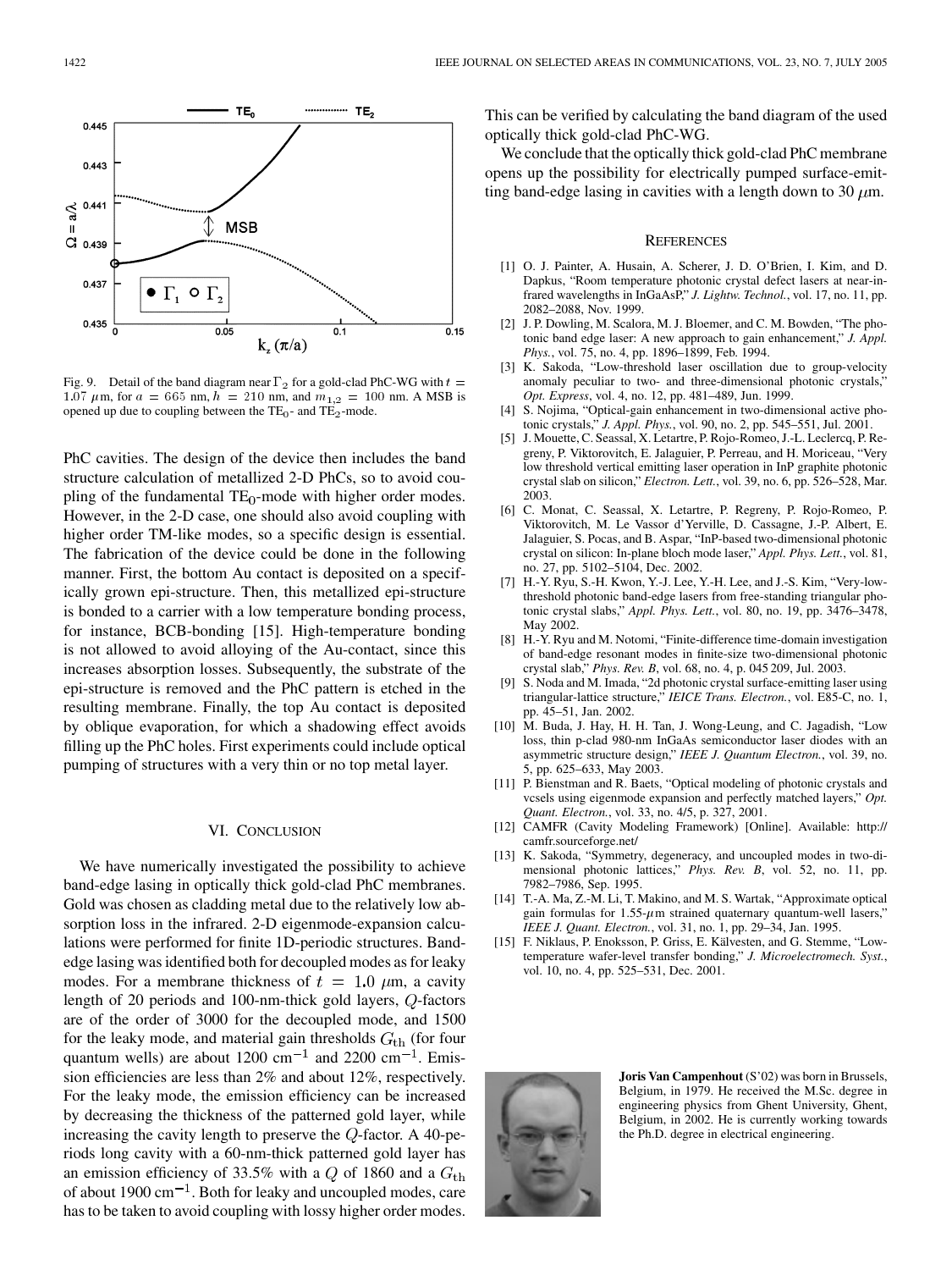Fig. 9. Detail of the band diagram near $\Gamma_2$ for a gold-clad PhC-WG with $t = 1.07$ $\mu$m, for $a = 665$ nm, $h = 210$ nm, and $m_{1,2} = 100$ nm. A MSB is opened up due to coupling between the $TE_0$- and $TE_2$-mode.

PhC cavities. The design of the device then includes the band structure calculation of metallized 2-D PhCs, so to avoid coupling of the fundamental $TE_0$-mode with higher order modes. However, in the 2-D case, one should also avoid coupling with higher order TM-like modes, so a specific design is essential. The fabrication of the device could be done in the following manner. First, the bottom Au contact is deposited on a specifically grown epi-structure. Then, this metallized epi-structure is bonded to a carrier with a low temperature bonding process, for instance, BCB-bonding [15]. High-temperature bonding is not allowed to avoid alloying of the Au-contact, since this increases absorption losses. Subsequently, the substrate of the epi-structure is removed and the PhC pattern is etched in the resulting membrane. Finally, the top Au contact is deposited by oblique evaporation, for which a shadowing effect avoids filling up the PhC holes. First experiments could include optical pumping of structures with a very thin or no top metal layer.

## VI. Conclusion

We have numerically investigated the possibility to achieve band-edge lasing in optically thick gold-clad PhC membranes. Gold was chosen as cladding metal due to the relatively low absorption loss in the infrared. 2-D eigenmode-expansion calculations were performed for finite 1D-periodic structures. Band-edge lasing was identified both for decoupled modes as for leaky modes. For a membrane thickness of $t = 1.0$ $\mu$m, a cavity length of 20 periods and 100-nm-thick gold layers, $Q$-factors are of the order of 3000 for the decoupled mode, and 1500 for the leaky mode, and material gain thresholds $G_{\text{th}}$ (for four quantum wells) are about 1200 cm$^{-1}$ and 2200 cm$^{-1}$. Emission efficiencies are less than 2% and about 12%, respectively. For the leaky mode, the emission efficiency can be increased by decreasing the thickness of the patterned gold layer, while increasing the cavity length to preserve the $Q$-factor. A 40-periods long cavity with a 60-nm-thick patterned gold layer has an emission efficiency of 33.5% with a $Q$ of 1860 and a $G_{\text{th}}$ of about 1900 cm$^{-1}$. Both for leaky and uncoupled modes, care has to be taken to avoid coupling with lossy higher order modes. This can be verified by calculating the band diagram of the used optically thick gold-clad PhC-WG.

We conclude that the optically thick gold-clad PhC membrane opens up the possibility for electrically pumped surface-emitting band-edge lasing in cavities with a length down to 30 $\mu$m.

## References

[1] O. J. Painter, A. Husain, A. Scherer, J. D. O'Brien, I. Kim, and D. Dapkus, "Room temperature photonic crystal defect lasers at near-infrared wavelengths in InGaAsP," *J. Lightw. Technol.*, vol. 17, no. 11, pp. 2082–2088, Nov. 1999.

[2] J. P. Dowling, M. Scalora, M. J. Bloemer, and C. M. Bowden, "The photonic band edge laser: A new approach to gain enhancement," *J. Appl. Phys.*, vol. 75, no. 4, pp. 1896–1899, Feb. 1994.

[3] K. Sakoda, "Low-threshold laser oscillation due to group-velocity anomaly peculiar to two- and three-dimensional photonic crystals," *Opt. Express*, vol. 4, no. 12, pp. 481–489, Jun. 1999.

[4] S. Nojima, "Optical-gain enhancement in two-dimensional active photonic crystals," *J. Appl. Phys.*, vol. 90, no. 2, pp. 545–551, Jul. 2001.

[5] J. Mouette, C. Seassal, X. Letartre, P. Rojo-Romeo, J.-L. Leclercq, P. Regreny, P. Viktorovitch, E. Jalaguier, P. Perreau, and H. Moriceau, "Very low threshold vertical emitting laser operation in InP graphite photonic crystal slab on silicon," *Electron. Lett.*, vol. 39, no. 6, pp. 526–528, Mar. 2003.

[6] C. Monat, C. Seassal, X. Letartre, P. Regreny, P. Rojo-Romeo, P. Viktorovitch, M. Le Vassor d'Yerville, D. Cassagne, J.-P. Albert, E. Jalaguier, S. Pocas, and B. Aspar, "InP-based two-dimensional photonic crystal on silicon: In-plane bloch mode laser," *Appl. Phys. Lett.*, vol. 81, no. 27, pp. 5102–5104, Dec. 2002.

[7] H.-Y. Ryu, S.-H. Kwon, Y.-J. Lee, Y.-H. Lee, and J.-S. Kim, "Very-low-threshold photonic band-edge lasers from free-standing triangular photonic crystal slabs," *Appl. Phys. Lett.*, vol. 80, no. 19, pp. 3476–3478, May 2002.

[8] H.-Y. Ryu and M. Notomi, "Finite-difference time-domain investigation of band-edge resonant modes in finite-size two-dimensional photonic crystal slab," *Phys. Rev. B*, vol. 68, no. 4, p. 045 209, Jul. 2003.

[9] S. Noda and M. Imada, "2d photonic crystal surface-emitting laser using triangular-lattice structure," *IEICE Trans. Electron.*, vol. E85-C, no. 1, pp. 45–51, Jan. 2002.

[10] M. Buda, J. Hay, H. H. Tan, J. Wong-Leung, and C. Jagadish, "Low loss, thin p-clad 980-nm InGaAs semiconductor laser diodes with an asymmetric structure design," *IEEE J. Quantum Electron.*, vol. 39, no. 5, pp. 625–633, May 2003.

[11] P. Bienstman and R. Baets, "Optical modeling of photonic crystals and vcsels using eigenmode expansion and perfectly matched layers," *Opt. Quant. Electron.*, vol. 33, no. 4/5, p. 327, 2001.

[12] CAMFR (Cavity Modeling Framework) [Online]. Available: http://camfr.sourceforge.net/

[13] K. Sakoda, "Symmetry, degeneracy, and uncoupled modes in two-dimensional photonic lattices," *Phys. Rev. B*, vol. 52, no. 11, pp. 7982–7986, Sep. 1995.

[14] T.-A. Ma, Z.-M. Li, T. Makino, and M. S. Wartak, "Approximate optical gain formulas for 1.55-$\mu$m strained quaternary quantum-well lasers," *IEEE J. Quant. Electron.*, vol. 31, no. 1, pp. 29–34, Jan. 1995.

[15] F. Niklaus, P. Enoksson, P. Griss, E. Kälvesten, and G. Stemme, "Low-temperature wafer-level transfer bonding," *J. Microelectromech. Syst.*, vol. 10, no. 4, pp. 525–531, Dec. 2001.

**Joris Van Campenhout** (S'02) was born in Brussels, Belgium, in 1979. He received the M.Sc. degree in engineering physics from Ghent University, Ghent, Belgium, in 2002. He is currently working towards the Ph.D. degree in electrical engineering.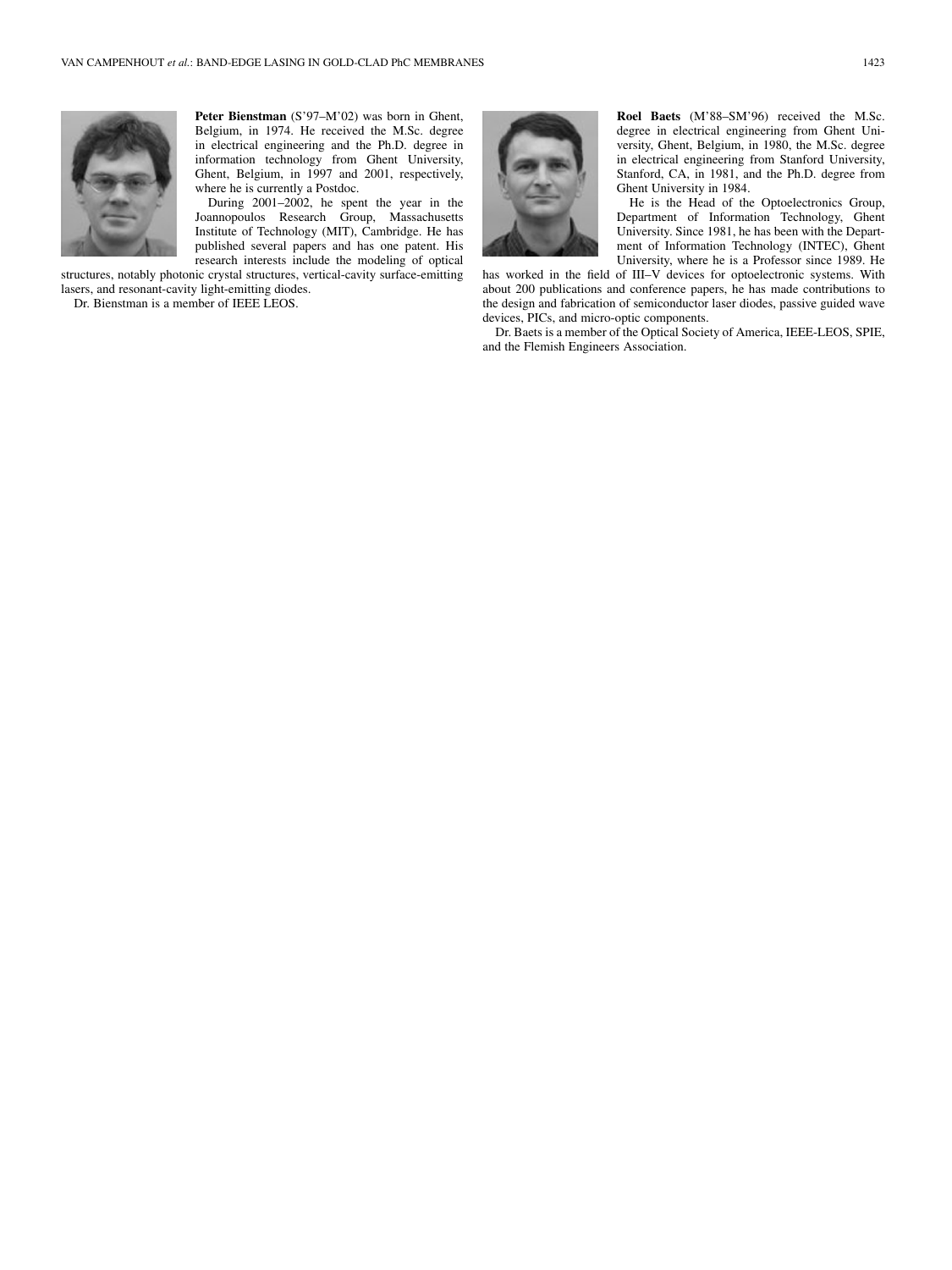**Peter Bienstman** (S'97–M'02) was born in Ghent, Belgium, in 1974. He received the M.Sc. degree in electrical engineering and the Ph.D. degree in information technology from Ghent University, Ghent, Belgium, in 1997 and 2001, respectively, where he is currently a Postdoc.

During 2001–2002, he spent the year in the Joannopoulos Research Group, Massachusetts Institute of Technology (MIT), Cambridge. He has published several papers and has one patent. His research interests include the modeling of optical structures, notably photonic crystal structures, vertical-cavity surface-emitting lasers, and resonant-cavity light-emitting diodes.

Dr. Bienstman is a member of IEEE LEOS.

**Roel Baets** (M'88–SM'96) received the M.Sc. degree in electrical engineering from Ghent University, Ghent, Belgium, in 1980, the M.Sc. degree in electrical engineering from Stanford University, Stanford, CA, in 1981, and the Ph.D. degree from Ghent University in 1984.

He is the Head of the Optoelectronics Group, Department of Information Technology, Ghent University. Since 1981, he has been with the Department of Information Technology (INTEC), Ghent University, where he is a Professor since 1989. He has worked in the field of III–V devices for optoelectronic systems. With about 200 publications and conference papers, he has made contributions to the design and fabrication of semiconductor laser diodes, passive guided wave devices, PICs, and micro-optic components.

Dr. Baets is a member of the Optical Society of America, IEEE-LEOS, SPIE, and the Flemish Engineers Association.